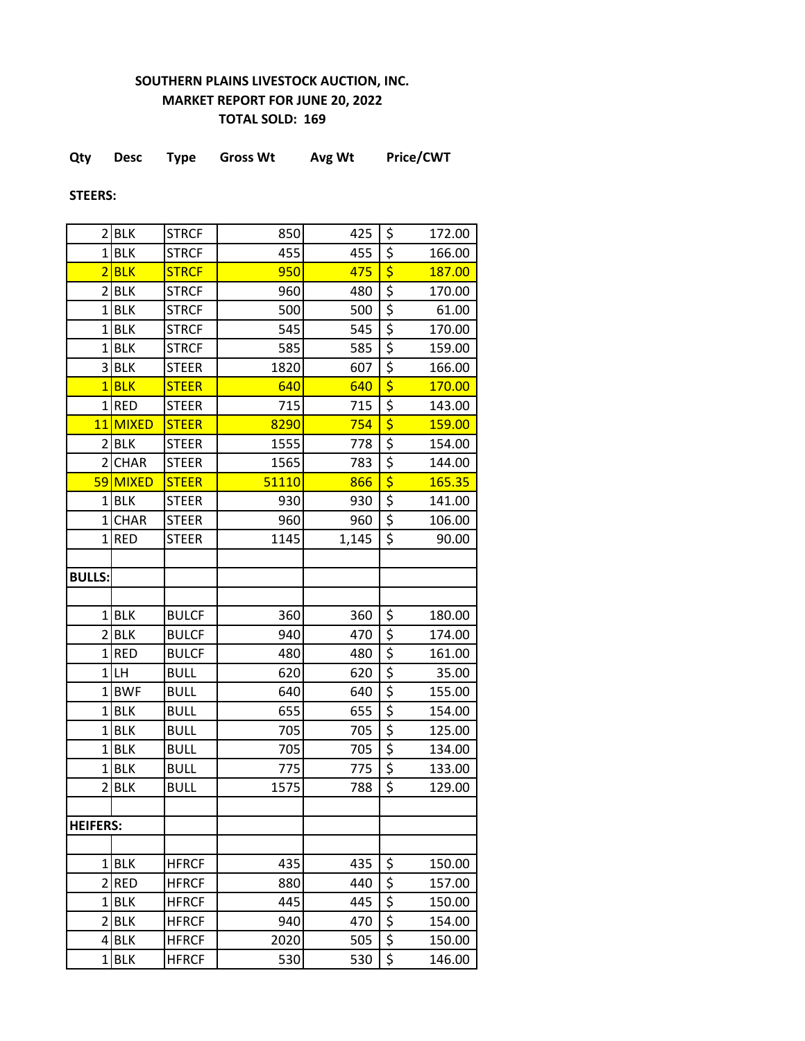**SOUTHERN PLAINS LIVESTOCK AUCTION, INC.**
**MARKET REPORT FOR JUNE 20, 2022**
**TOTAL SOLD: 169**

| Qty | Desc | Type | Gross Wt | Avg Wt | Price/CWT |
|---|---|---|---|---|---|
| **STEERS:** | | | | | |
| 2 | BLK | STRCF | 850 | 425 | $ 172.00 |
| 1 | BLK | STRCF | 455 | 455 | $ 166.00 |
| 2 | BLK | STRCF | 950 | 475 | $ 187.00 |
| 2 | BLK | STRCF | 960 | 480 | $ 170.00 |
| 1 | BLK | STRCF | 500 | 500 | $ 61.00 |
| 1 | BLK | STRCF | 545 | 545 | $ 170.00 |
| 1 | BLK | STRCF | 585 | 585 | $ 159.00 |
| 3 | BLK | STEER | 1820 | 607 | $ 166.00 |
| 1 | BLK | STEER | 640 | 640 | $ 170.00 |
| 1 | RED | STEER | 715 | 715 | $ 143.00 |
| 11 | MIXED | STEER | 8290 | 754 | $ 159.00 |
| 2 | BLK | STEER | 1555 | 778 | $ 154.00 |
| 2 | CHAR | STEER | 1565 | 783 | $ 144.00 |
| 59 | MIXED | STEER | 51110 | 866 | $ 165.35 |
| 1 | BLK | STEER | 930 | 930 | $ 141.00 |
| 1 | CHAR | STEER | 960 | 960 | $ 106.00 |
| 1 | RED | STEER | 1145 | 1,145 | $ 90.00 |
| | | | | | |
| **BULLS:** | | | | | |
| | | | | | |
| 1 | BLK | BULCF | 360 | 360 | $ 180.00 |
| 2 | BLK | BULCF | 940 | 470 | $ 174.00 |
| 1 | RED | BULCF | 480 | 480 | $ 161.00 |
| 1 | LH | BULL | 620 | 620 | $ 35.00 |
| 1 | BWF | BULL | 640 | 640 | $ 155.00 |
| 1 | BLK | BULL | 655 | 655 | $ 154.00 |
| 1 | BLK | BULL | 705 | 705 | $ 125.00 |
| 1 | BLK | BULL | 705 | 705 | $ 134.00 |
| 1 | BLK | BULL | 775 | 775 | $ 133.00 |
| 2 | BLK | BULL | 1575 | 788 | $ 129.00 |
| | | | | | |
| **HEIFERS:** | | | | | |
| | | | | | |
| 1 | BLK | HFRCF | 435 | 435 | $ 150.00 |
| 2 | RED | HFRCF | 880 | 440 | $ 157.00 |
| 1 | BLK | HFRCF | 445 | 445 | $ 150.00 |
| 2 | BLK | HFRCF | 940 | 470 | $ 154.00 |
| 4 | BLK | HFRCF | 2020 | 505 | $ 150.00 |
| 1 | BLK | HFRCF | 530 | 530 | $ 146.00 |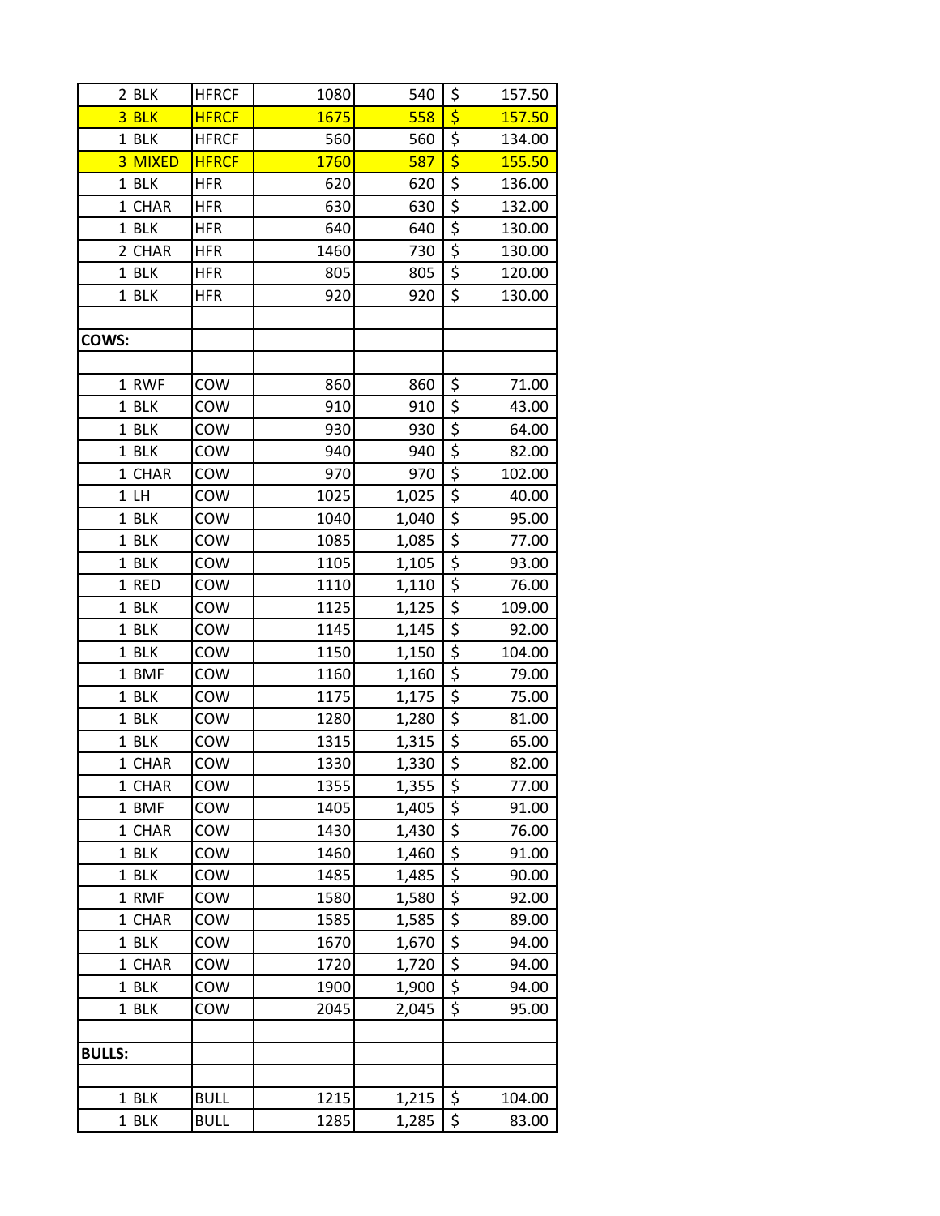| | | | | | |
|---|---|---|---|---|---|
| 2 | BLK | HFRCF | 1080 | 540 | $ 157.50 |
| 3 | BLK | HFRCF | 1675 | 558 | $ 157.50 |
| 1 | BLK | HFRCF | 560 | 560 | $ 134.00 |
| 3 | MIXED | HFRCF | 1760 | 587 | $ 155.50 |
| 1 | BLK | HFR | 620 | 620 | $ 136.00 |
| 1 | CHAR | HFR | 630 | 630 | $ 132.00 |
| 1 | BLK | HFR | 640 | 640 | $ 130.00 |
| 2 | CHAR | HFR | 1460 | 730 | $ 130.00 |
| 1 | BLK | HFR | 805 | 805 | $ 120.00 |
| 1 | BLK | HFR | 920 | 920 | $ 130.00 |
| | | | | | |
| **COWS:** | | | | | |
| | | | | | |
| 1 | RWF | COW | 860 | 860 | $ 71.00 |
| 1 | BLK | COW | 910 | 910 | $ 43.00 |
| 1 | BLK | COW | 930 | 930 | $ 64.00 |
| 1 | BLK | COW | 940 | 940 | $ 82.00 |
| 1 | CHAR | COW | 970 | 970 | $ 102.00 |
| 1 | LH | COW | 1025 | 1,025 | $ 40.00 |
| 1 | BLK | COW | 1040 | 1,040 | $ 95.00 |
| 1 | BLK | COW | 1085 | 1,085 | $ 77.00 |
| 1 | BLK | COW | 1105 | 1,105 | $ 93.00 |
| 1 | RED | COW | 1110 | 1,110 | $ 76.00 |
| 1 | BLK | COW | 1125 | 1,125 | $ 109.00 |
| 1 | BLK | COW | 1145 | 1,145 | $ 92.00 |
| 1 | BLK | COW | 1150 | 1,150 | $ 104.00 |
| 1 | BMF | COW | 1160 | 1,160 | $ 79.00 |
| 1 | BLK | COW | 1175 | 1,175 | $ 75.00 |
| 1 | BLK | COW | 1280 | 1,280 | $ 81.00 |
| 1 | BLK | COW | 1315 | 1,315 | $ 65.00 |
| 1 | CHAR | COW | 1330 | 1,330 | $ 82.00 |
| 1 | CHAR | COW | 1355 | 1,355 | $ 77.00 |
| 1 | BMF | COW | 1405 | 1,405 | $ 91.00 |
| 1 | CHAR | COW | 1430 | 1,430 | $ 76.00 |
| 1 | BLK | COW | 1460 | 1,460 | $ 91.00 |
| 1 | BLK | COW | 1485 | 1,485 | $ 90.00 |
| 1 | RMF | COW | 1580 | 1,580 | $ 92.00 |
| 1 | CHAR | COW | 1585 | 1,585 | $ 89.00 |
| 1 | BLK | COW | 1670 | 1,670 | $ 94.00 |
| 1 | CHAR | COW | 1720 | 1,720 | $ 94.00 |
| 1 | BLK | COW | 1900 | 1,900 | $ 94.00 |
| 1 | BLK | COW | 2045 | 2,045 | $ 95.00 |
| | | | | | |
| **BULLS:** | | | | | |
| | | | | | |
| 1 | BLK | BULL | 1215 | 1,215 | $ 104.00 |
| 1 | BLK | BULL | 1285 | 1,285 | $ 83.00 |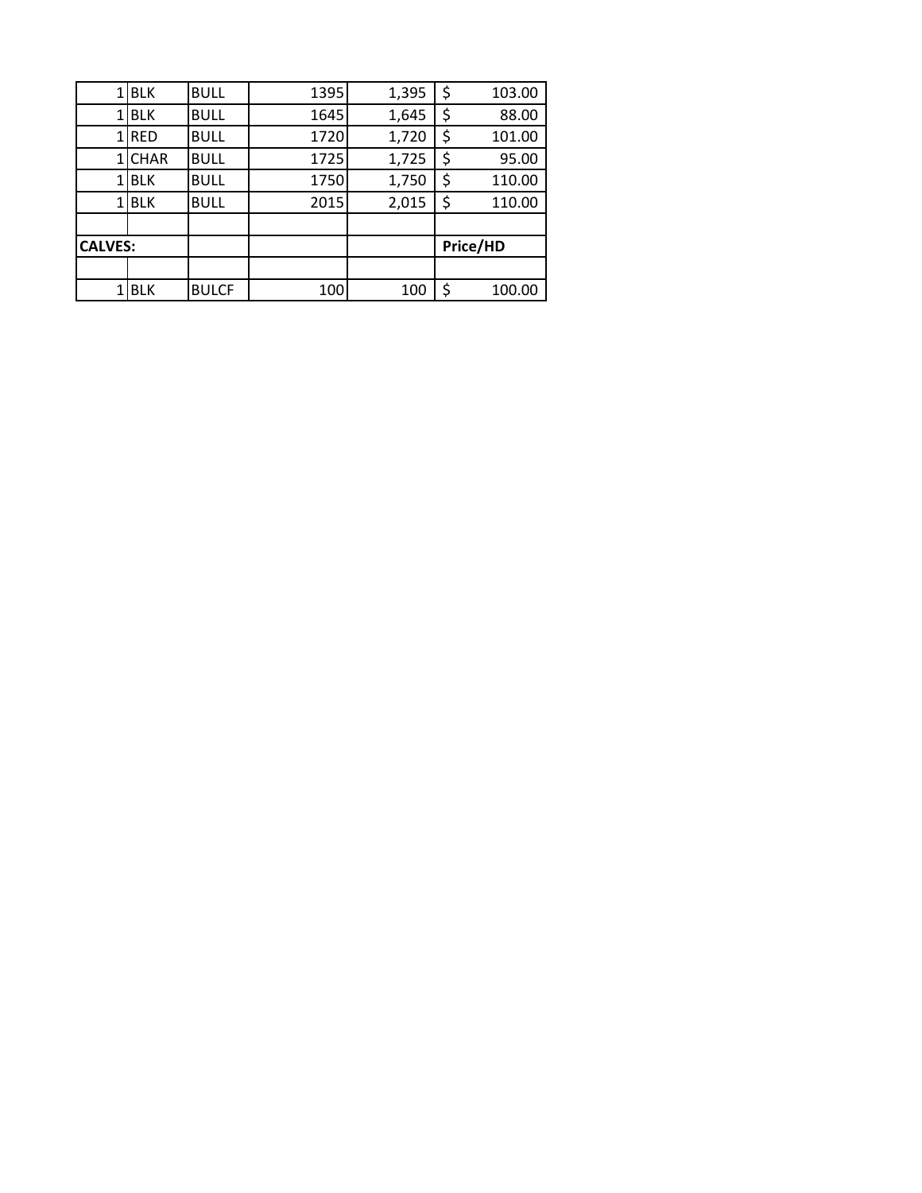| | | | | | |
|---|---|---|---|---|---|
| 1 | BLK | BULL | 1395 | 1,395 | $ 103.00 |
| 1 | BLK | BULL | 1645 | 1,645 | $ 88.00 |
| 1 | RED | BULL | 1720 | 1,720 | $ 101.00 |
| 1 | CHAR | BULL | 1725 | 1,725 | $ 95.00 |
| 1 | BLK | BULL | 1750 | 1,750 | $ 110.00 |
| 1 | BLK | BULL | 2015 | 2,015 | $ 110.00 |
| | | | | | |
| **CALVES:** | | | | | **Price/HD** |
| | | | | | |
| 1 | BLK | BULCF | 100 | 100 | $ 100.00 |